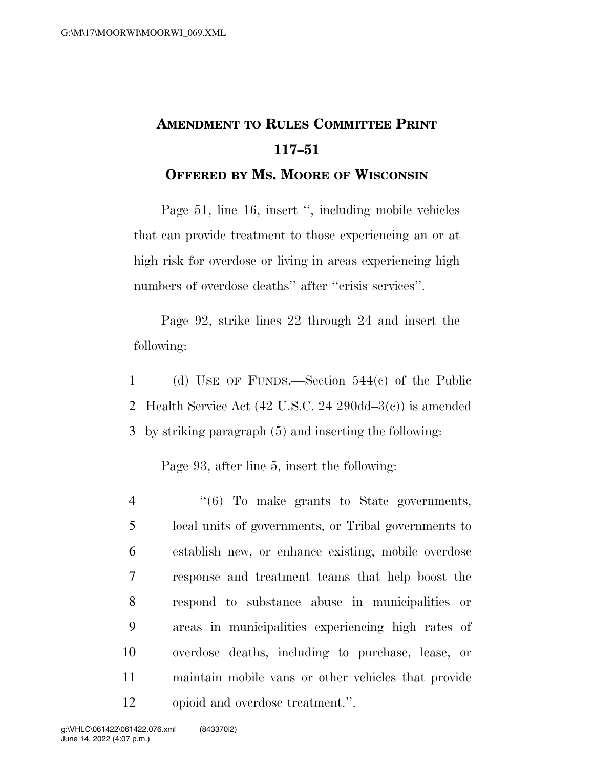**AMENDMENT TO RULES COMMITTEE PRINT 117–51**

**OFFERED BY MS. MOORE OF WISCONSIN**

Page 51, line 16, insert ", including mobile vehicles that can provide treatment to those experiencing an or at high risk for overdose or living in areas experiencing high numbers of overdose deaths" after "crisis services".

Page 92, strike lines 22 through 24 and insert the following:

1 (d) USE OF FUNDS.—Section 544(c) of the Public
2 Health Service Act (42 U.S.C. 24 290dd–3(c)) is amended
3 by striking paragraph (5) and inserting the following:

Page 93, after line 5, insert the following:

4 "(6) To make grants to State governments,
5 local units of governments, or Tribal governments to
6 establish new, or enhance existing, mobile overdose
7 response and treatment teams that help boost the
8 respond to substance abuse in municipalities or
9 areas in municipalities experiencing high rates of
10 overdose deaths, including to purchase, lease, or
11 maintain mobile vans or other vehicles that provide
12 opioid and overdose treatment.".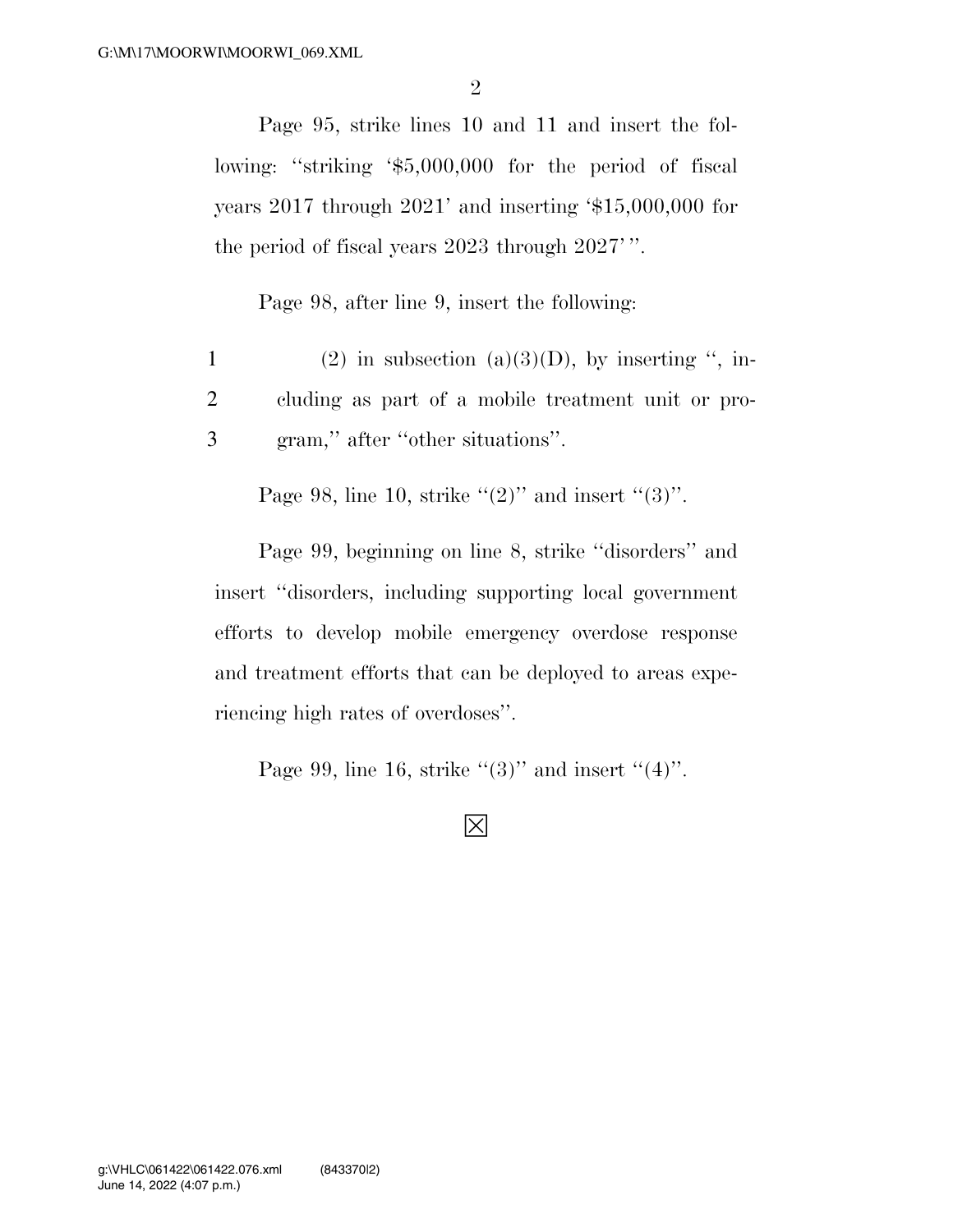Page 95, strike lines 10 and 11 and insert the following: "striking '$5,000,000 for the period of fiscal years 2017 through 2021' and inserting '$15,000,000 for the period of fiscal years 2023 through 2027' ".

Page 98, after line 9, insert the following:

(2) in subsection (a)(3)(D), by inserting ", including as part of a mobile treatment unit or program," after "other situations".

Page 98, line 10, strike "(2)" and insert "(3)".

Page 99, beginning on line 8, strike "disorders" and insert "disorders, including supporting local government efforts to develop mobile emergency overdose response and treatment efforts that can be deployed to areas experiencing high rates of overdoses".

Page 99, line 16, strike "(3)" and insert "(4)".

☒